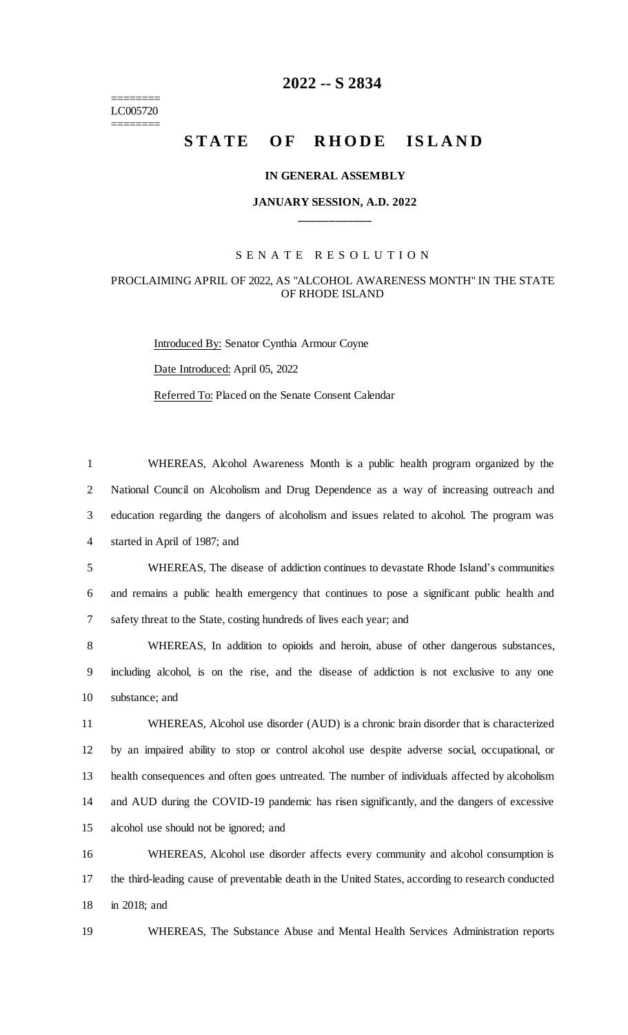# 2022 -- S 2834

========
LC005720
========

# STATE OF RHODE ISLAND

### IN GENERAL ASSEMBLY

### JANUARY SESSION, A.D. 2022

____________

S E N A T E   R E S O L U T I O N

PROCLAIMING APRIL OF 2022, AS "ALCOHOL AWARENESS MONTH" IN THE STATE OF RHODE ISLAND

Introduced By: Senator Cynthia Armour Coyne

Date Introduced: April 05, 2022

Referred To: Placed on the Senate Consent Calendar

1 WHEREAS, Alcohol Awareness Month is a public health program organized by the
2 National Council on Alcoholism and Drug Dependence as a way of increasing outreach and
3 education regarding the dangers of alcoholism and issues related to alcohol. The program was
4 started in April of 1987; and

5 WHEREAS, The disease of addiction continues to devastate Rhode Island's communities
6 and remains a public health emergency that continues to pose a significant public health and
7 safety threat to the State, costing hundreds of lives each year; and

8 WHEREAS, In addition to opioids and heroin, abuse of other dangerous substances,
9 including alcohol, is on the rise, and the disease of addiction is not exclusive to any one
10 substance; and

11 WHEREAS, Alcohol use disorder (AUD) is a chronic brain disorder that is characterized
12 by an impaired ability to stop or control alcohol use despite adverse social, occupational, or
13 health consequences and often goes untreated. The number of individuals affected by alcoholism
14 and AUD during the COVID-19 pandemic has risen significantly, and the dangers of excessive
15 alcohol use should not be ignored; and

16 WHEREAS, Alcohol use disorder affects every community and alcohol consumption is
17 the third-leading cause of preventable death in the United States, according to research conducted
18 in 2018; and

19 WHEREAS, The Substance Abuse and Mental Health Services Administration reports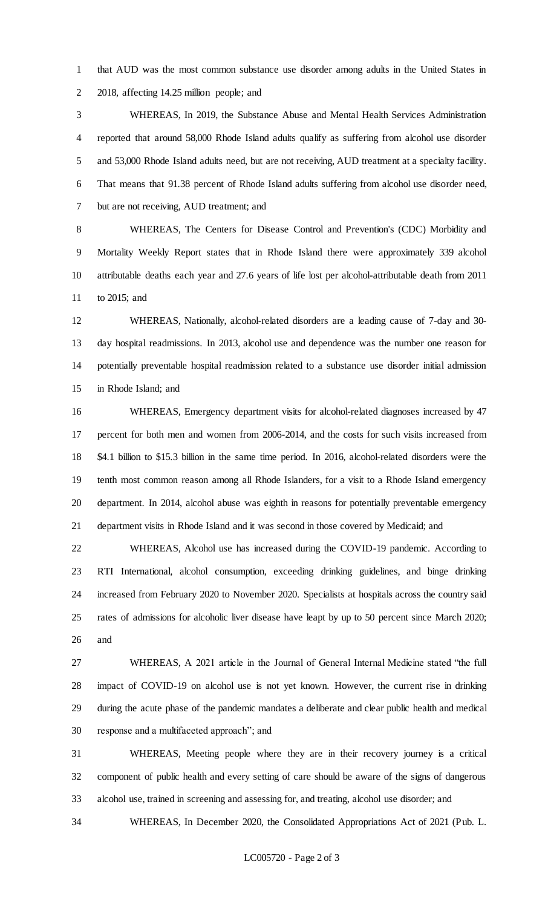that AUD was the most common substance use disorder among adults in the United States in 2018, affecting 14.25 million people; and

WHEREAS, In 2019, the Substance Abuse and Mental Health Services Administration reported that around 58,000 Rhode Island adults qualify as suffering from alcohol use disorder and 53,000 Rhode Island adults need, but are not receiving, AUD treatment at a specialty facility. That means that 91.38 percent of Rhode Island adults suffering from alcohol use disorder need, but are not receiving, AUD treatment; and

WHEREAS, The Centers for Disease Control and Prevention's (CDC) Morbidity and Mortality Weekly Report states that in Rhode Island there were approximately 339 alcohol attributable deaths each year and 27.6 years of life lost per alcohol-attributable death from 2011 to 2015; and

WHEREAS, Nationally, alcohol-related disorders are a leading cause of 7-day and 30-day hospital readmissions. In 2013, alcohol use and dependence was the number one reason for potentially preventable hospital readmission related to a substance use disorder initial admission in Rhode Island; and

WHEREAS, Emergency department visits for alcohol-related diagnoses increased by 47 percent for both men and women from 2006-2014, and the costs for such visits increased from $4.1 billion to $15.3 billion in the same time period. In 2016, alcohol-related disorders were the tenth most common reason among all Rhode Islanders, for a visit to a Rhode Island emergency department. In 2014, alcohol abuse was eighth in reasons for potentially preventable emergency department visits in Rhode Island and it was second in those covered by Medicaid; and

WHEREAS, Alcohol use has increased during the COVID-19 pandemic. According to RTI International, alcohol consumption, exceeding drinking guidelines, and binge drinking increased from February 2020 to November 2020. Specialists at hospitals across the country said rates of admissions for alcoholic liver disease have leapt by up to 50 percent since March 2020; and

WHEREAS, A 2021 article in the Journal of General Internal Medicine stated "the full impact of COVID-19 on alcohol use is not yet known. However, the current rise in drinking during the acute phase of the pandemic mandates a deliberate and clear public health and medical response and a multifaceted approach"; and

WHEREAS, Meeting people where they are in their recovery journey is a critical component of public health and every setting of care should be aware of the signs of dangerous alcohol use, trained in screening and assessing for, and treating, alcohol use disorder; and

WHEREAS, In December 2020, the Consolidated Appropriations Act of 2021 (Pub. L.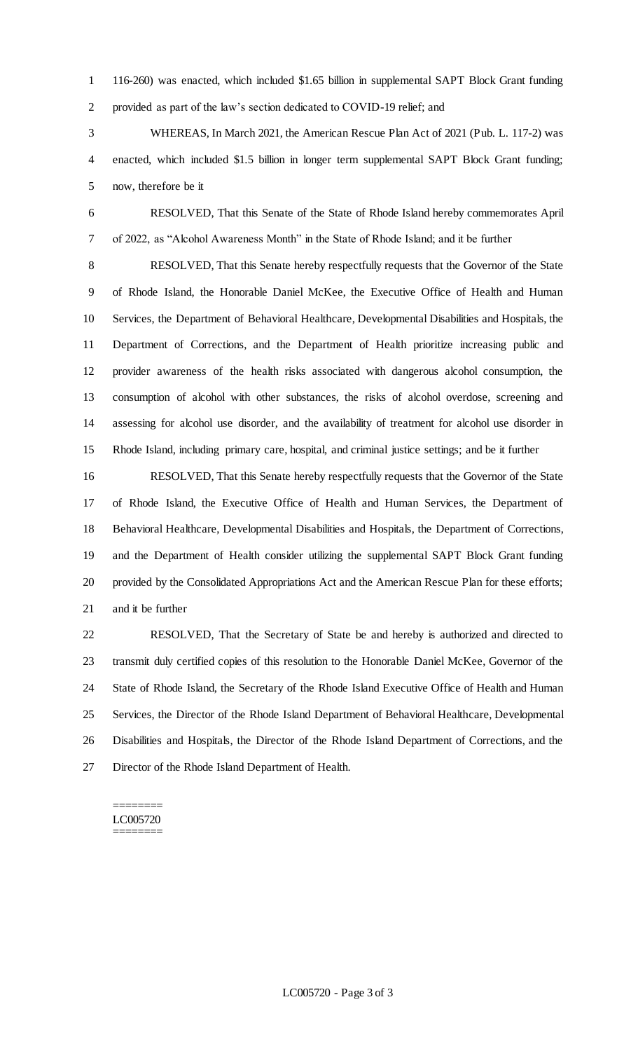116-260) was enacted, which included $1.65 billion in supplemental SAPT Block Grant funding provided as part of the law's section dedicated to COVID-19 relief; and

WHEREAS, In March 2021, the American Rescue Plan Act of 2021 (Pub. L. 117-2) was enacted, which included $1.5 billion in longer term supplemental SAPT Block Grant funding; now, therefore be it

RESOLVED, That this Senate of the State of Rhode Island hereby commemorates April of 2022, as "Alcohol Awareness Month" in the State of Rhode Island; and it be further

RESOLVED, That this Senate hereby respectfully requests that the Governor of the State of Rhode Island, the Honorable Daniel McKee, the Executive Office of Health and Human Services, the Department of Behavioral Healthcare, Developmental Disabilities and Hospitals, the Department of Corrections, and the Department of Health prioritize increasing public and provider awareness of the health risks associated with dangerous alcohol consumption, the consumption of alcohol with other substances, the risks of alcohol overdose, screening and assessing for alcohol use disorder, and the availability of treatment for alcohol use disorder in Rhode Island, including primary care, hospital, and criminal justice settings; and be it further

RESOLVED, That this Senate hereby respectfully requests that the Governor of the State of Rhode Island, the Executive Office of Health and Human Services, the Department of Behavioral Healthcare, Developmental Disabilities and Hospitals, the Department of Corrections, and the Department of Health consider utilizing the supplemental SAPT Block Grant funding provided by the Consolidated Appropriations Act and the American Rescue Plan for these efforts; and it be further

RESOLVED, That the Secretary of State be and hereby is authorized and directed to transmit duly certified copies of this resolution to the Honorable Daniel McKee, Governor of the State of Rhode Island, the Secretary of the Rhode Island Executive Office of Health and Human Services, the Director of the Rhode Island Department of Behavioral Healthcare, Developmental Disabilities and Hospitals, the Director of the Rhode Island Department of Corrections, and the Director of the Rhode Island Department of Health.

========
LC005720
========